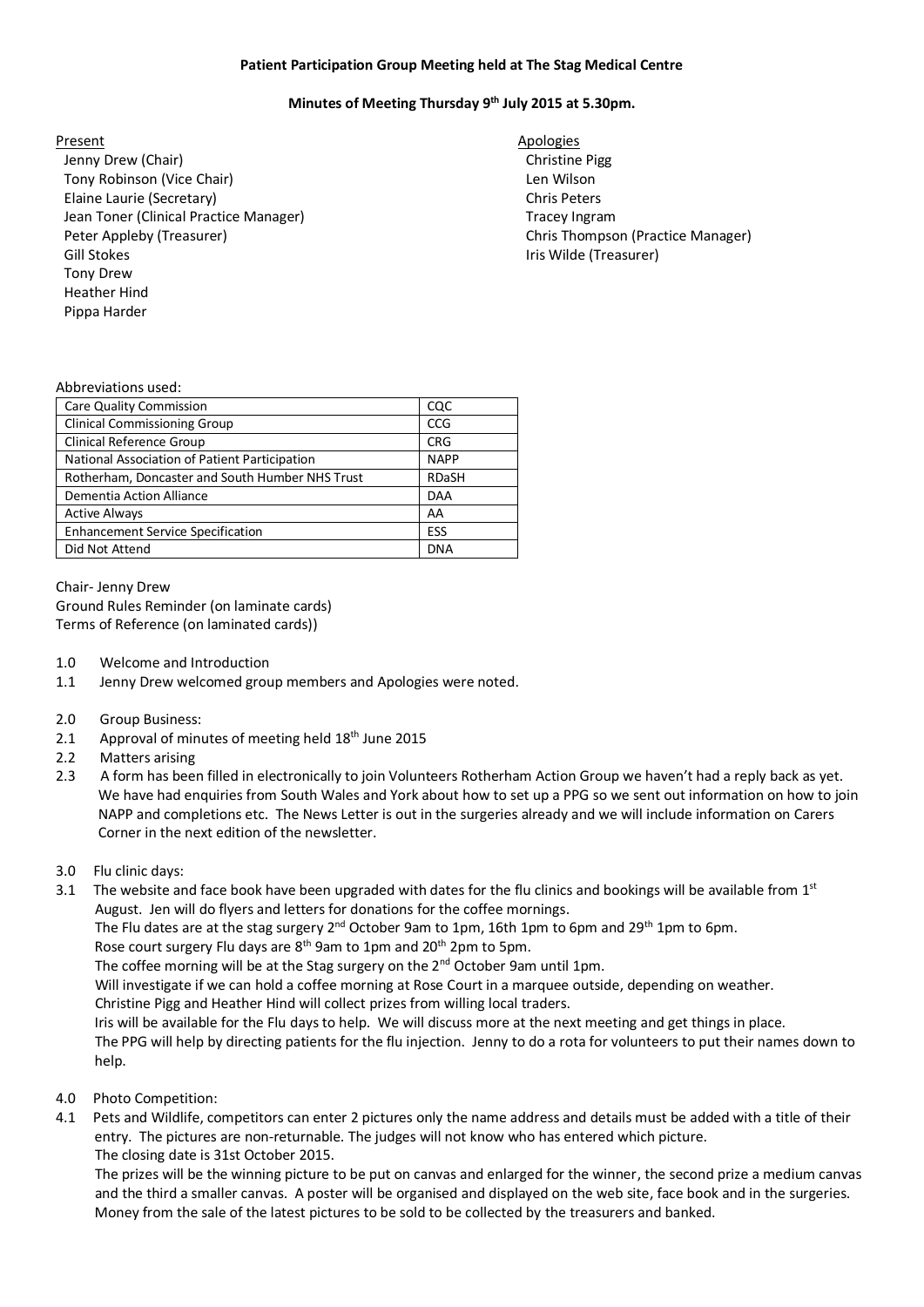**Patient Participation Group Meeting held at The Stag Medical Centre**

**Minutes of Meeting Thursday 9th July 2015 at 5.30pm.**

Present
- Jenny Drew (Chair)
- Tony Robinson (Vice Chair)
- Elaine Laurie (Secretary)
- Jean Toner (Clinical Practice Manager)
- Peter Appleby (Treasurer)
- Gill Stokes
- Tony Drew
- Heather Hind
- Pippa Harder

Apologies
- Christine Pigg
- Len Wilson
- Chris Peters
- Tracey Ingram
- Chris Thompson (Practice Manager)
- Iris Wilde (Treasurer)

Abbreviations used:

| | |
|---|---|
| Care Quality Commission | CQC |
| Clinical Commissioning Group | CCG |
| Clinical Reference Group | CRG |
| National Association of Patient Participation | NAPP |
| Rotherham, Doncaster and South Humber NHS Trust | RDaSH |
| Dementia Action Alliance | DAA |
| Active Always | AA |
| Enhancement Service Specification | ESS |
| Did Not Attend | DNA |

Chair- Jenny Drew
Ground Rules Reminder (on laminate cards)
Terms of Reference (on laminated cards))

1.0 Welcome and Introduction

1.1 Jenny Drew welcomed group members and Apologies were noted.

2.0 Group Business:

2.1 Approval of minutes of meeting held 18th June 2015

2.2 Matters arising

2.3 A form has been filled in electronically to join Volunteers Rotherham Action Group we haven't had a reply back as yet. We have had enquiries from South Wales and York about how to set up a PPG so we sent out information on how to join NAPP and completions etc. The News Letter is out in the surgeries already and we will include information on Carers Corner in the next edition of the newsletter.

3.0 Flu clinic days:

3.1 The website and face book have been upgraded with dates for the flu clinics and bookings will be available from 1st August. Jen will do flyers and letters for donations for the coffee mornings.
The Flu dates are at the stag surgery 2nd October 9am to 1pm, 16th 1pm to 6pm and 29th 1pm to 6pm.
Rose court surgery Flu days are 8th 9am to 1pm and 20th 2pm to 5pm.
The coffee morning will be at the Stag surgery on the 2nd October 9am until 1pm.
Will investigate if we can hold a coffee morning at Rose Court in a marquee outside, depending on weather.
Christine Pigg and Heather Hind will collect prizes from willing local traders.
Iris will be available for the Flu days to help. We will discuss more at the next meeting and get things in place.
The PPG will help by directing patients for the flu injection. Jenny to do a rota for volunteers to put their names down to help.

4.0 Photo Competition:

4.1 Pets and Wildlife, competitors can enter 2 pictures only the name address and details must be added with a title of their entry. The pictures are non-returnable. The judges will not know who has entered which picture.
The closing date is 31st October 2015.
The prizes will be the winning picture to be put on canvas and enlarged for the winner, the second prize a medium canvas and the third a smaller canvas. A poster will be organised and displayed on the web site, face book and in the surgeries.
Money from the sale of the latest pictures to be sold to be collected by the treasurers and banked.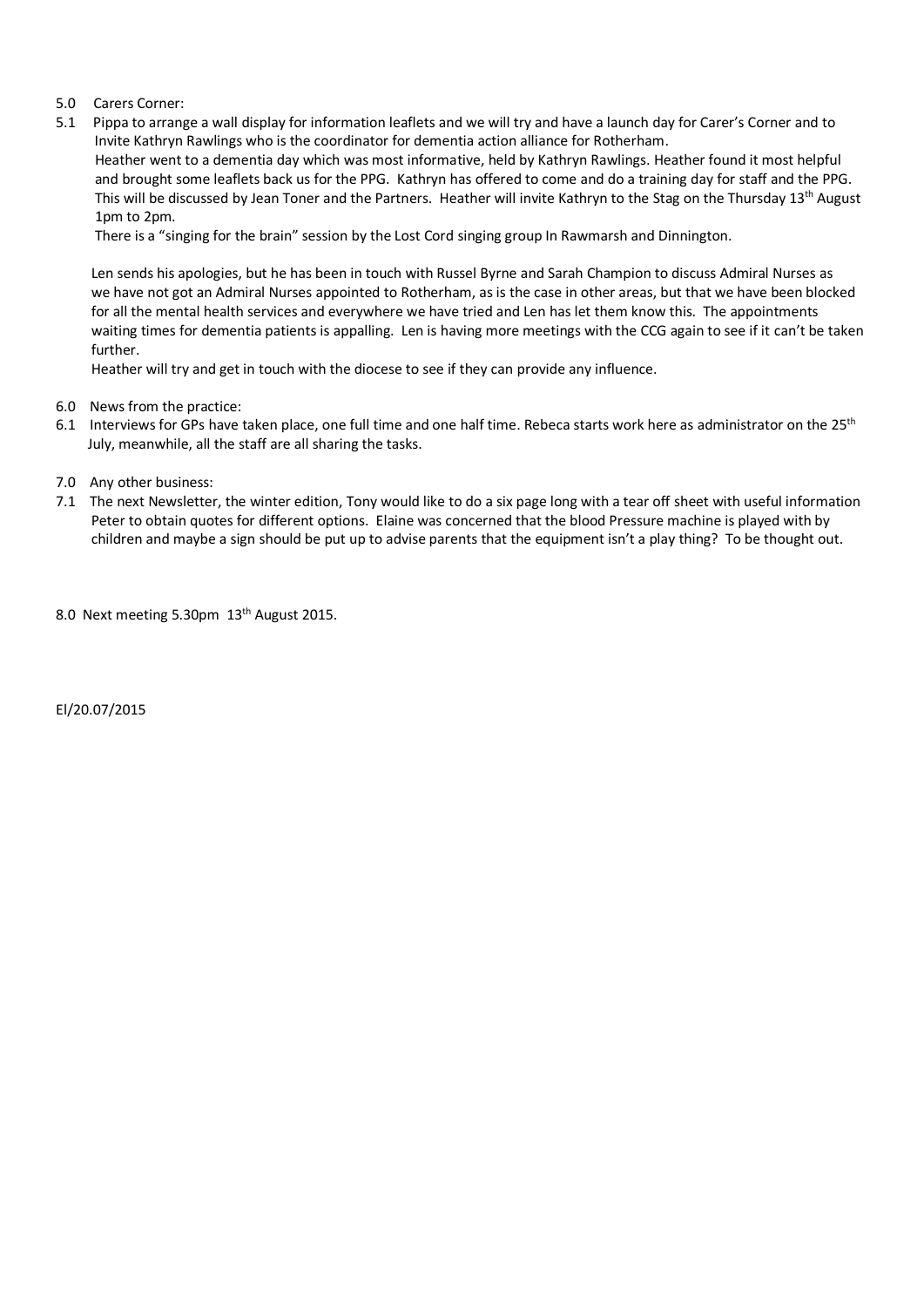5.0 Carers Corner:

5.1 Pippa to arrange a wall display for information leaflets and we will try and have a launch day for Carer's Corner and to Invite Kathryn Rawlings who is the coordinator for dementia action alliance for Rotherham.
Heather went to a dementia day which was most informative, held by Kathryn Rawlings. Heather found it most helpful and brought some leaflets back us for the PPG. Kathryn has offered to come and do a training day for staff and the PPG. This will be discussed by Jean Toner and the Partners. Heather will invite Kathryn to the Stag on the Thursday 13th August 1pm to 2pm.
There is a "singing for the brain" session by the Lost Cord singing group In Rawmarsh and Dinnington.

Len sends his apologies, but he has been in touch with Russel Byrne and Sarah Champion to discuss Admiral Nurses as we have not got an Admiral Nurses appointed to Rotherham, as is the case in other areas, but that we have been blocked for all the mental health services and everywhere we have tried and Len has let them know this. The appointments waiting times for dementia patients is appalling. Len is having more meetings with the CCG again to see if it can't be taken further.
Heather will try and get in touch with the diocese to see if they can provide any influence.

6.0 News from the practice:

6.1 Interviews for GPs have taken place, one full time and one half time. Rebeca starts work here as administrator on the 25th July, meanwhile, all the staff are all sharing the tasks.

7.0 Any other business:

7.1 The next Newsletter, the winter edition, Tony would like to do a six page long with a tear off sheet with useful information Peter to obtain quotes for different options. Elaine was concerned that the blood Pressure machine is played with by children and maybe a sign should be put up to advise parents that the equipment isn't a play thing? To be thought out.

8.0 Next meeting 5.30pm 13th August 2015.

El/20.07/2015